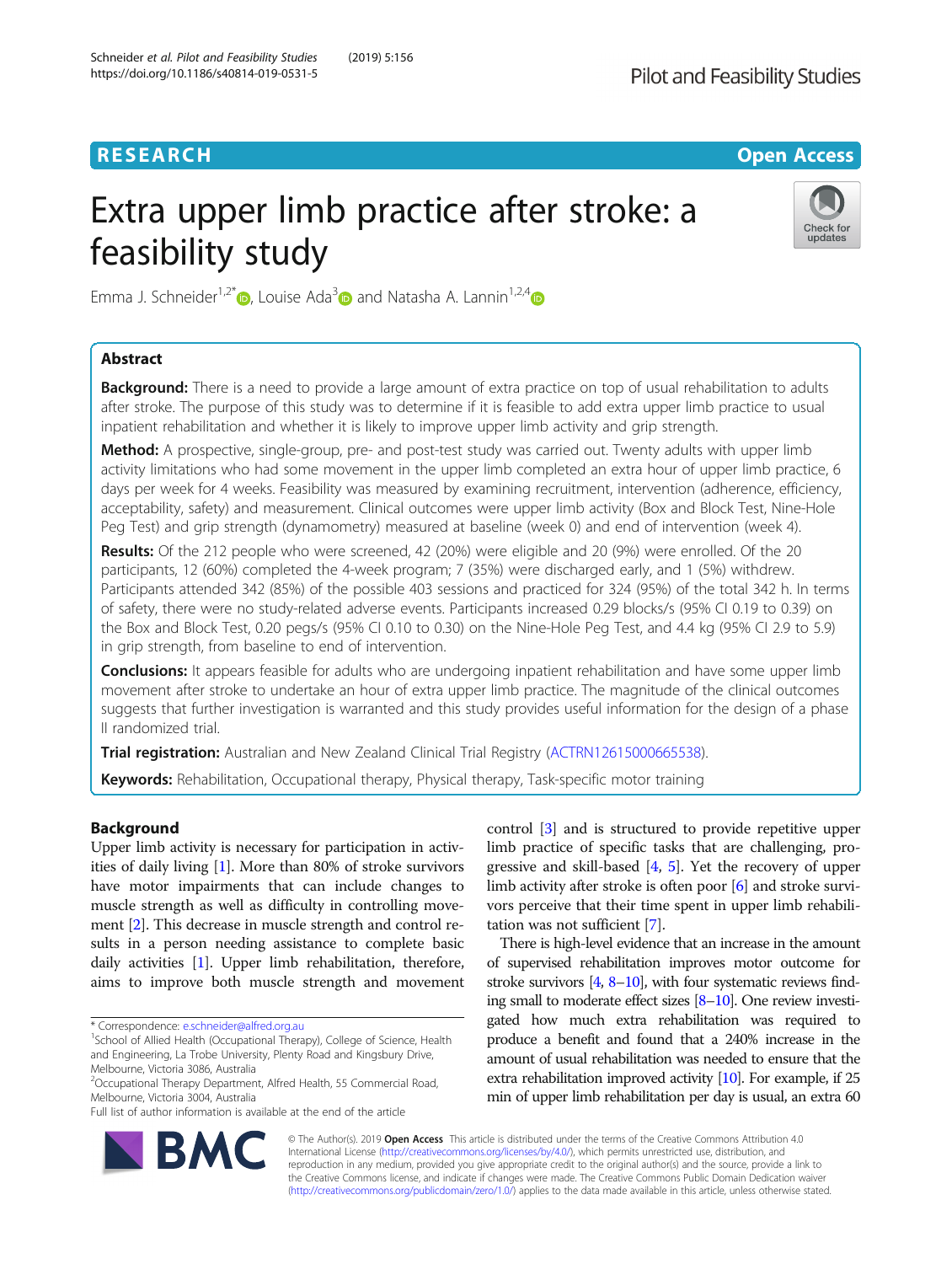RESEARCH

Open Access

# Extra upper limb practice after stroke: a feasibility study

Emma J. Schneider[1,2*], Louise Ada[3] and Natasha A. Lannin[1,2,4]

## Abstract

**Background:** There is a need to provide a large amount of extra practice on top of usual rehabilitation to adults after stroke. The purpose of this study was to determine if it is feasible to add extra upper limb practice to usual inpatient rehabilitation and whether it is likely to improve upper limb activity and grip strength.

**Method:** A prospective, single-group, pre- and post-test study was carried out. Twenty adults with upper limb activity limitations who had some movement in the upper limb completed an extra hour of upper limb practice, 6 days per week for 4 weeks. Feasibility was measured by examining recruitment, intervention (adherence, efficiency, acceptability, safety) and measurement. Clinical outcomes were upper limb activity (Box and Block Test, Nine-Hole Peg Test) and grip strength (dynamometry) measured at baseline (week 0) and end of intervention (week 4).

**Results:** Of the 212 people who were screened, 42 (20%) were eligible and 20 (9%) were enrolled. Of the 20 participants, 12 (60%) completed the 4-week program; 7 (35%) were discharged early, and 1 (5%) withdrew. Participants attended 342 (85%) of the possible 403 sessions and practiced for 324 (95%) of the total 342 h. In terms of safety, there were no study-related adverse events. Participants increased 0.29 blocks/s (95% CI 0.19 to 0.39) on the Box and Block Test, 0.20 pegs/s (95% CI 0.10 to 0.30) on the Nine-Hole Peg Test, and 4.4 kg (95% CI 2.9 to 5.9) in grip strength, from baseline to end of intervention.

**Conclusions:** It appears feasible for adults who are undergoing inpatient rehabilitation and have some upper limb movement after stroke to undertake an hour of extra upper limb practice. The magnitude of the clinical outcomes suggests that further investigation is warranted and this study provides useful information for the design of a phase II randomized trial.

**Trial registration:** Australian and New Zealand Clinical Trial Registry (ACTRN12615000665538).

**Keywords:** Rehabilitation, Occupational therapy, Physical therapy, Task-specific motor training

## Background

Upper limb activity is necessary for participation in activities of daily living [1]. More than 80% of stroke survivors have motor impairments that can include changes to muscle strength as well as difficulty in controlling movement [2]. This decrease in muscle strength and control results in a person needing assistance to complete basic daily activities [1]. Upper limb rehabilitation, therefore, aims to improve both muscle strength and movement control [3] and is structured to provide repetitive upper limb practice of specific tasks that are challenging, progressive and skill-based [4, 5]. Yet the recovery of upper limb activity after stroke is often poor [6] and stroke survivors perceive that their time spent in upper limb rehabilitation was not sufficient [7].

There is high-level evidence that an increase in the amount of supervised rehabilitation improves motor outcome for stroke survivors [4, 8–10], with four systematic reviews finding small to moderate effect sizes [8–10]. One review investigated how much extra rehabilitation was required to produce a benefit and found that a 240% increase in the amount of usual rehabilitation was needed to ensure that the extra rehabilitation improved activity [10]. For example, if 25 min of upper limb rehabilitation per day is usual, an extra 60

\* Correspondence: e.schneider@alfred.org.au
[1]School of Allied Health (Occupational Therapy), College of Science, Health and Engineering, La Trobe University, Plenty Road and Kingsbury Drive, Melbourne, Victoria 3086, Australia
[2]Occupational Therapy Department, Alfred Health, 55 Commercial Road, Melbourne, Victoria 3004, Australia
Full list of author information is available at the end of the article

© The Author(s). 2019 **Open Access** This article is distributed under the terms of the Creative Commons Attribution 4.0 International License (http://creativecommons.org/licenses/by/4.0/), which permits unrestricted use, distribution, and reproduction in any medium, provided you give appropriate credit to the original author(s) and the source, provide a link to the Creative Commons license, and indicate if changes were made. The Creative Commons Public Domain Dedication waiver (http://creativecommons.org/publicdomain/zero/1.0/) applies to the data made available in this article, unless otherwise stated.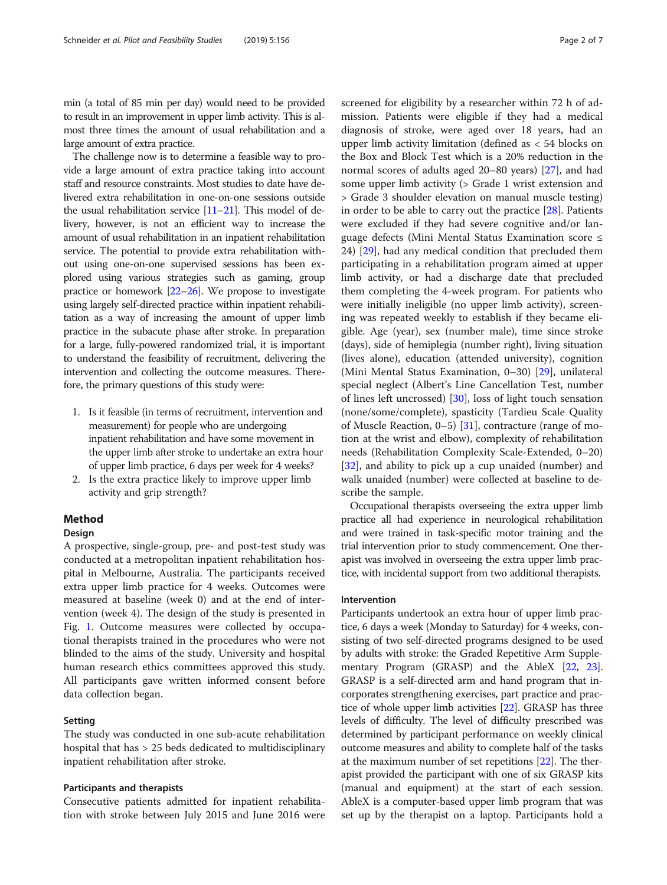min (a total of 85 min per day) would need to be provided to result in an improvement in upper limb activity. This is almost three times the amount of usual rehabilitation and a large amount of extra practice.

The challenge now is to determine a feasible way to provide a large amount of extra practice taking into account staff and resource constraints. Most studies to date have delivered extra rehabilitation in one-on-one sessions outside the usual rehabilitation service [11–21]. This model of delivery, however, is not an efficient way to increase the amount of usual rehabilitation in an inpatient rehabilitation service. The potential to provide extra rehabilitation without using one-on-one supervised sessions has been explored using various strategies such as gaming, group practice or homework [22–26]. We propose to investigate using largely self-directed practice within inpatient rehabilitation as a way of increasing the amount of upper limb practice in the subacute phase after stroke. In preparation for a large, fully-powered randomized trial, it is important to understand the feasibility of recruitment, delivering the intervention and collecting the outcome measures. Therefore, the primary questions of this study were:

1. Is it feasible (in terms of recruitment, intervention and measurement) for people who are undergoing inpatient rehabilitation and have some movement in the upper limb after stroke to undertake an extra hour of upper limb practice, 6 days per week for 4 weeks?
2. Is the extra practice likely to improve upper limb activity and grip strength?

## Method

### Design

A prospective, single-group, pre- and post-test study was conducted at a metropolitan inpatient rehabilitation hospital in Melbourne, Australia. The participants received extra upper limb practice for 4 weeks. Outcomes were measured at baseline (week 0) and at the end of intervention (week 4). The design of the study is presented in Fig. 1. Outcome measures were collected by occupational therapists trained in the procedures who were not blinded to the aims of the study. University and hospital human research ethics committees approved this study. All participants gave written informed consent before data collection began.

### Setting

The study was conducted in one sub-acute rehabilitation hospital that has > 25 beds dedicated to multidisciplinary inpatient rehabilitation after stroke.

### Participants and therapists

Consecutive patients admitted for inpatient rehabilitation with stroke between July 2015 and June 2016 were screened for eligibility by a researcher within 72 h of admission. Patients were eligible if they had a medical diagnosis of stroke, were aged over 18 years, had an upper limb activity limitation (defined as < 54 blocks on the Box and Block Test which is a 20% reduction in the normal scores of adults aged 20–80 years) [27], and had some upper limb activity (> Grade 1 wrist extension and > Grade 3 shoulder elevation on manual muscle testing) in order to be able to carry out the practice [28]. Patients were excluded if they had severe cognitive and/or language defects (Mini Mental Status Examination score ≤ 24) [29], had any medical condition that precluded them participating in a rehabilitation program aimed at upper limb activity, or had a discharge date that precluded them completing the 4-week program. For patients who were initially ineligible (no upper limb activity), screening was repeated weekly to establish if they became eligible. Age (year), sex (number male), time since stroke (days), side of hemiplegia (number right), living situation (lives alone), education (attended university), cognition (Mini Mental Status Examination, 0–30) [29], unilateral special neglect (Albert's Line Cancellation Test, number of lines left uncrossed) [30], loss of light touch sensation (none/some/complete), spasticity (Tardieu Scale Quality of Muscle Reaction, 0–5) [31], contracture (range of motion at the wrist and elbow), complexity of rehabilitation needs (Rehabilitation Complexity Scale-Extended, 0–20) [32], and ability to pick up a cup unaided (number) and walk unaided (number) were collected at baseline to describe the sample.

Occupational therapists overseeing the extra upper limb practice all had experience in neurological rehabilitation and were trained in task-specific motor training and the trial intervention prior to study commencement. One therapist was involved in overseeing the extra upper limb practice, with incidental support from two additional therapists.

### Intervention

Participants undertook an extra hour of upper limb practice, 6 days a week (Monday to Saturday) for 4 weeks, consisting of two self-directed programs designed to be used by adults with stroke: the Graded Repetitive Arm Supplementary Program (GRASP) and the AbleX [22, 23]. GRASP is a self-directed arm and hand program that incorporates strengthening exercises, part practice and practice of whole upper limb activities [22]. GRASP has three levels of difficulty. The level of difficulty prescribed was determined by participant performance on weekly clinical outcome measures and ability to complete half of the tasks at the maximum number of set repetitions [22]. The therapist provided the participant with one of six GRASP kits (manual and equipment) at the start of each session. AbleX is a computer-based upper limb program that was set up by the therapist on a laptop. Participants hold a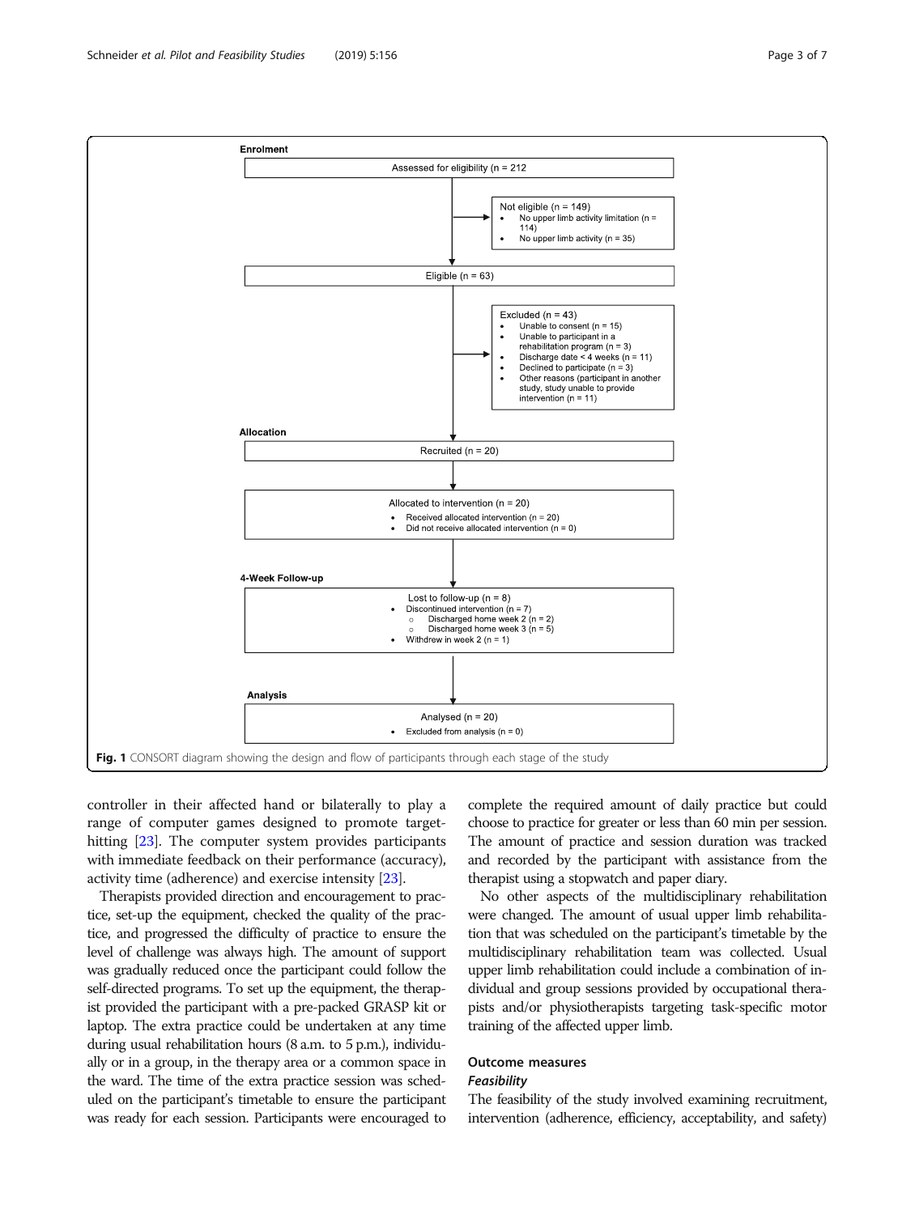**Enrolment**

Assessed for eligibility (n = 212)

Not eligible (n = 149)
- No upper limb activity limitation (n = 114)
- No upper limb activity (n = 35)

Eligible (n = 63)

Excluded (n = 43)
- Unable to consent (n = 15)
- Unable to participant in a rehabilitation program (n = 3)
- Discharge date < 4 weeks (n = 11)
- Declined to participate (n = 3)
- Other reasons (participant in another study, study unable to provide intervention (n = 11)

**Allocation**

Recruited (n = 20)

Allocated to intervention (n = 20)
- Received allocated intervention (n = 20)
- Did not receive allocated intervention (n = 0)

**4-Week Follow-up**

Lost to follow-up (n = 8)
- Discontinued intervention (n = 7)
  - Discharged home week 2 (n = 2)
  - Discharged home week 3 (n = 5)
- Withdrew in week 2 (n = 1)

**Analysis**

Analysed (n = 20)
- Excluded from analysis (n = 0)

**Fig. 1** CONSORT diagram showing the design and flow of participants through each stage of the study

controller in their affected hand or bilaterally to play a range of computer games designed to promote target-hitting [23]. The computer system provides participants with immediate feedback on their performance (accuracy), activity time (adherence) and exercise intensity [23].

Therapists provided direction and encouragement to practice, set-up the equipment, checked the quality of the practice, and progressed the difficulty of practice to ensure the level of challenge was always high. The amount of support was gradually reduced once the participant could follow the self-directed programs. To set up the equipment, the therapist provided the participant with a pre-packed GRASP kit or laptop. The extra practice could be undertaken at any time during usual rehabilitation hours (8 a.m. to 5 p.m.), individually or in a group, in the therapy area or a common space in the ward. The time of the extra practice session was scheduled on the participant's timetable to ensure the participant was ready for each session. Participants were encouraged to complete the required amount of daily practice but could choose to practice for greater or less than 60 min per session. The amount of practice and session duration was tracked and recorded by the participant with assistance from the therapist using a stopwatch and paper diary.

No other aspects of the multidisciplinary rehabilitation were changed. The amount of usual upper limb rehabilitation that was scheduled on the participant's timetable by the multidisciplinary rehabilitation team was collected. Usual upper limb rehabilitation could include a combination of individual and group sessions provided by occupational therapists and/or physiotherapists targeting task-specific motor training of the affected upper limb.

## Outcome measures

### *Feasibility*

The feasibility of the study involved examining recruitment, intervention (adherence, efficiency, acceptability, and safety)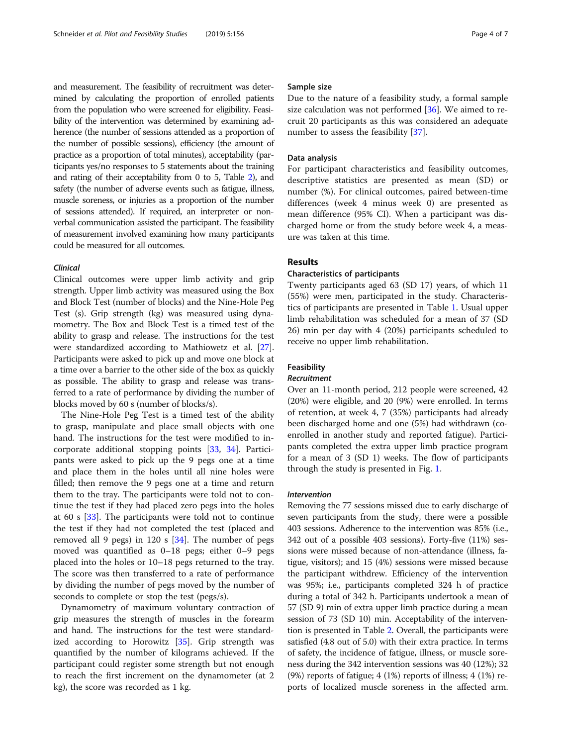and measurement. The feasibility of recruitment was determined by calculating the proportion of enrolled patients from the population who were screened for eligibility. Feasibility of the intervention was determined by examining adherence (the number of sessions attended as a proportion of the number of possible sessions), efficiency (the amount of practice as a proportion of total minutes), acceptability (participants yes/no responses to 5 statements about the training and rating of their acceptability from 0 to 5, Table 2), and safety (the number of adverse events such as fatigue, illness, muscle soreness, or injuries as a proportion of the number of sessions attended). If required, an interpreter or non-verbal communication assisted the participant. The feasibility of measurement involved examining how many participants could be measured for all outcomes.

#### *Clinical*

Clinical outcomes were upper limb activity and grip strength. Upper limb activity was measured using the Box and Block Test (number of blocks) and the Nine-Hole Peg Test (s). Grip strength (kg) was measured using dynamometry. The Box and Block Test is a timed test of the ability to grasp and release. The instructions for the test were standardized according to Mathiowetz et al. [27]. Participants were asked to pick up and move one block at a time over a barrier to the other side of the box as quickly as possible. The ability to grasp and release was transferred to a rate of performance by dividing the number of blocks moved by 60 s (number of blocks/s).

The Nine-Hole Peg Test is a timed test of the ability to grasp, manipulate and place small objects with one hand. The instructions for the test were modified to incorporate additional stopping points [33, 34]. Participants were asked to pick up the 9 pegs one at a time and place them in the holes until all nine holes were filled; then remove the 9 pegs one at a time and return them to the tray. The participants were told not to continue the test if they had placed zero pegs into the holes at 60 s [33]. The participants were told not to continue the test if they had not completed the test (placed and removed all 9 pegs) in 120 s [34]. The number of pegs moved was quantified as 0–18 pegs; either 0–9 pegs placed into the holes or 10–18 pegs returned to the tray. The score was then transferred to a rate of performance by dividing the number of pegs moved by the number of seconds to complete or stop the test (pegs/s).

Dynamometry of maximum voluntary contraction of grip measures the strength of muscles in the forearm and hand. The instructions for the test were standardized according to Horowitz [35]. Grip strength was quantified by the number of kilograms achieved. If the participant could register some strength but not enough to reach the first increment on the dynamometer (at 2 kg), the score was recorded as 1 kg.

### Sample size

Due to the nature of a feasibility study, a formal sample size calculation was not performed [36]. We aimed to recruit 20 participants as this was considered an adequate number to assess the feasibility [37].

### Data analysis

For participant characteristics and feasibility outcomes, descriptive statistics are presented as mean (SD) or number (%). For clinical outcomes, paired between-time differences (week 4 minus week 0) are presented as mean difference (95% CI). When a participant was discharged home or from the study before week 4, a measure was taken at this time.

## Results

### Characteristics of participants

Twenty participants aged 63 (SD 17) years, of which 11 (55%) were men, participated in the study. Characteristics of participants are presented in Table 1. Usual upper limb rehabilitation was scheduled for a mean of 37 (SD 26) min per day with 4 (20%) participants scheduled to receive no upper limb rehabilitation.

### Feasibility

#### *Recruitment*

Over an 11-month period, 212 people were screened, 42 (20%) were eligible, and 20 (9%) were enrolled. In terms of retention, at week 4, 7 (35%) participants had already been discharged home and one (5%) had withdrawn (co-enrolled in another study and reported fatigue). Participants completed the extra upper limb practice program for a mean of 3 (SD 1) weeks. The flow of participants through the study is presented in Fig. 1.

#### *Intervention*

Removing the 77 sessions missed due to early discharge of seven participants from the study, there were a possible 403 sessions. Adherence to the intervention was 85% (i.e., 342 out of a possible 403 sessions). Forty-five (11%) sessions were missed because of non-attendance (illness, fatigue, visitors); and 15 (4%) sessions were missed because the participant withdrew. Efficiency of the intervention was 95%; i.e., participants completed 324 h of practice during a total of 342 h. Participants undertook a mean of 57 (SD 9) min of extra upper limb practice during a mean session of 73 (SD 10) min. Acceptability of the intervention is presented in Table 2. Overall, the participants were satisfied (4.8 out of 5.0) with their extra practice. In terms of safety, the incidence of fatigue, illness, or muscle soreness during the 342 intervention sessions was 40 (12%); 32 (9%) reports of fatigue; 4 (1%) reports of illness; 4 (1%) reports of localized muscle soreness in the affected arm.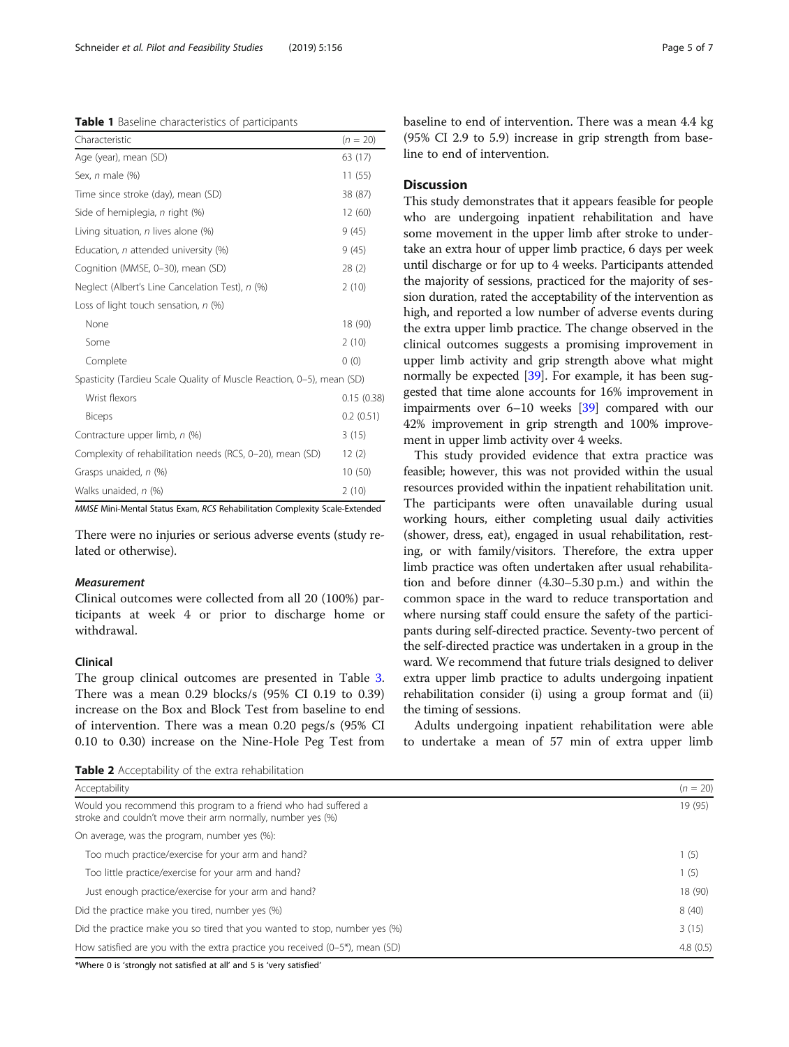**Table 1** Baseline characteristics of participants

| Characteristic | (*n* = 20) |
|---|---|
| Age (year), mean (SD) | 63 (17) |
| Sex, *n* male (%) | 11 (55) |
| Time since stroke (day), mean (SD) | 38 (87) |
| Side of hemiplegia, *n* right (%) | 12 (60) |
| Living situation, *n* lives alone (%) | 9 (45) |
| Education, *n* attended university (%) | 9 (45) |
| Cognition (MMSE, 0–30), mean (SD) | 28 (2) |
| Neglect (Albert's Line Cancelation Test), *n* (%) | 2 (10) |
| Loss of light touch sensation, *n* (%) | |
| None | 18 (90) |
| Some | 2 (10) |
| Complete | 0 (0) |
| Spasticity (Tardieu Scale Quality of Muscle Reaction, 0–5), mean (SD) | |
| Wrist flexors | 0.15 (0.38) |
| Biceps | 0.2 (0.51) |
| Contracture upper limb, *n* (%) | 3 (15) |
| Complexity of rehabilitation needs (RCS, 0–20), mean (SD) | 12 (2) |
| Grasps unaided, *n* (%) | 10 (50) |
| Walks unaided, *n* (%) | 2 (10) |

*MMSE* Mini-Mental Status Exam, *RCS* Rehabilitation Complexity Scale-Extended

There were no injuries or serious adverse events (study related or otherwise).

#### Measurement

Clinical outcomes were collected from all 20 (100%) participants at week 4 or prior to discharge home or withdrawal.

#### Clinical

The group clinical outcomes are presented in Table 3. There was a mean 0.29 blocks/s (95% CI 0.19 to 0.39) increase on the Box and Block Test from baseline to end of intervention. There was a mean 0.20 pegs/s (95% CI 0.10 to 0.30) increase on the Nine-Hole Peg Test from baseline to end of intervention. There was a mean 4.4 kg (95% CI 2.9 to 5.9) increase in grip strength from baseline to end of intervention.

## Discussion

This study demonstrates that it appears feasible for people who are undergoing inpatient rehabilitation and have some movement in the upper limb after stroke to undertake an extra hour of upper limb practice, 6 days per week until discharge or for up to 4 weeks. Participants attended the majority of sessions, practiced for the majority of session duration, rated the acceptability of the intervention as high, and reported a low number of adverse events during the extra upper limb practice. The change observed in the clinical outcomes suggests a promising improvement in upper limb activity and grip strength above what might normally be expected [39]. For example, it has been suggested that time alone accounts for 16% improvement in impairments over 6–10 weeks [39] compared with our 42% improvement in grip strength and 100% improvement in upper limb activity over 4 weeks.

This study provided evidence that extra practice was feasible; however, this was not provided within the usual resources provided within the inpatient rehabilitation unit. The participants were often unavailable during usual working hours, either completing usual daily activities (shower, dress, eat), engaged in usual rehabilitation, resting, or with family/visitors. Therefore, the extra upper limb practice was often undertaken after usual rehabilitation and before dinner (4.30–5.30 p.m.) and within the common space in the ward to reduce transportation and where nursing staff could ensure the safety of the participants during self-directed practice. Seventy-two percent of the self-directed practice was undertaken in a group in the ward. We recommend that future trials designed to deliver extra upper limb practice to adults undergoing inpatient rehabilitation consider (i) using a group format and (ii) the timing of sessions.

Adults undergoing inpatient rehabilitation were able to undertake a mean of 57 min of extra upper limb

**Table 2** Acceptability of the extra rehabilitation

| Acceptability | (*n* = 20) |
|---|---|
| Would you recommend this program to a friend who had suffered a stroke and couldn't move their arm normally, number yes (%) | 19 (95) |
| On average, was the program, number yes (%): | |
| Too much practice/exercise for your arm and hand? | 1 (5) |
| Too little practice/exercise for your arm and hand? | 1 (5) |
| Just enough practice/exercise for your arm and hand? | 18 (90) |
| Did the practice make you tired, number yes (%) | 8 (40) |
| Did the practice make you so tired that you wanted to stop, number yes (%) | 3 (15) |
| How satisfied are you with the extra practice you received (0–5*), mean (SD) | 4.8 (0.5) |

*Where 0 is 'strongly not satisfied at all' and 5 is 'very satisfied'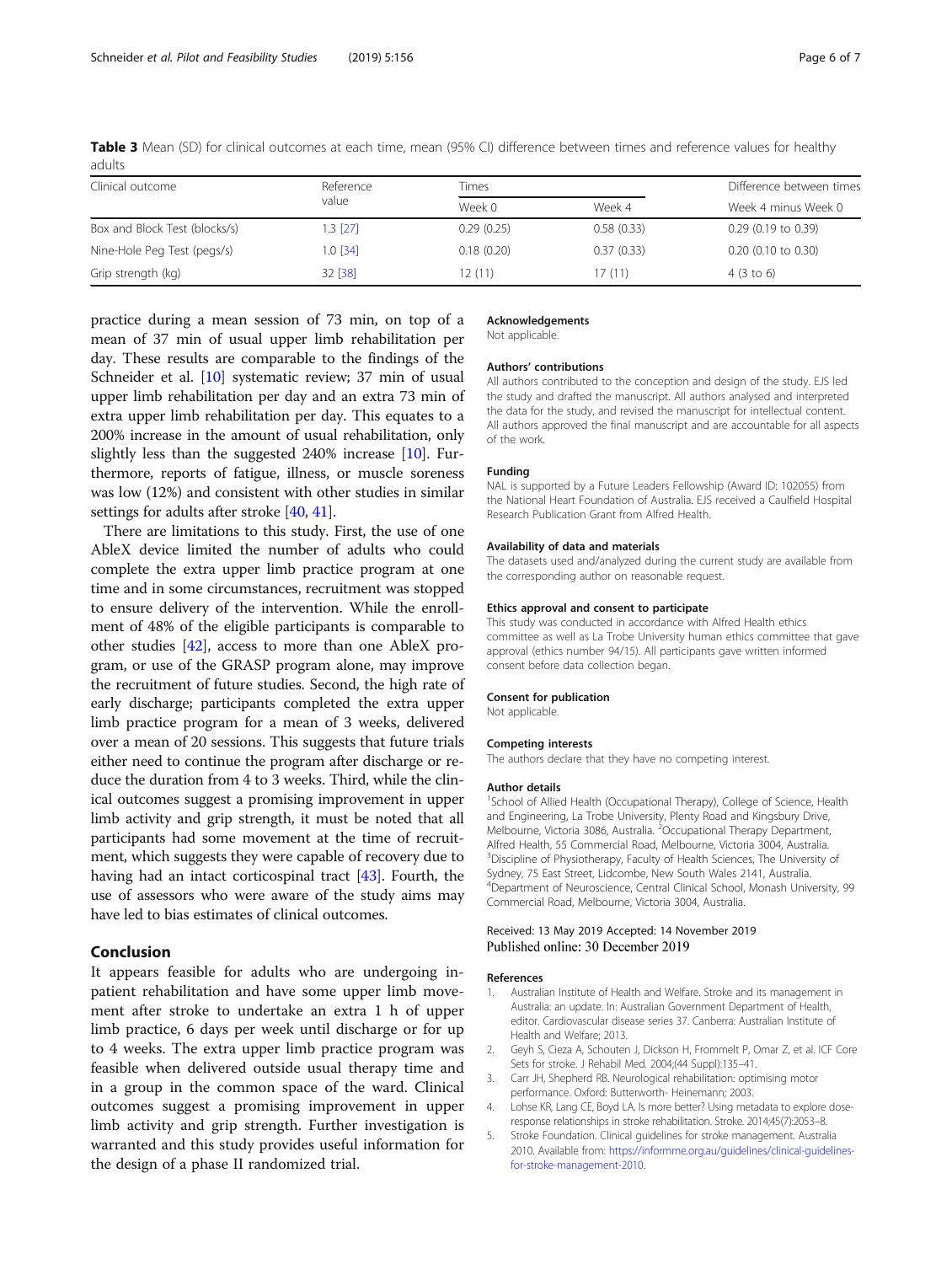**Table 3** Mean (SD) for clinical outcomes at each time, mean (95% CI) difference between times and reference values for healthy adults

| Clinical outcome | Reference value | Times | | Difference between times |
|---|---|---|---|---|
| | | Week 0 | Week 4 | Week 4 minus Week 0 |
| Box and Block Test (blocks/s) | 1.3 [27] | 0.29 (0.25) | 0.58 (0.33) | 0.29 (0.19 to 0.39) |
| Nine-Hole Peg Test (pegs/s) | 1.0 [34] | 0.18 (0.20) | 0.37 (0.33) | 0.20 (0.10 to 0.30) |
| Grip strength (kg) | 32 [38] | 12 (11) | 17 (11) | 4 (3 to 6) |

practice during a mean session of 73 min, on top of a mean of 37 min of usual upper limb rehabilitation per day. These results are comparable to the findings of the Schneider et al. [10] systematic review; 37 min of usual upper limb rehabilitation per day and an extra 73 min of extra upper limb rehabilitation per day. This equates to a 200% increase in the amount of usual rehabilitation, only slightly less than the suggested 240% increase [10]. Furthermore, reports of fatigue, illness, or muscle soreness was low (12%) and consistent with other studies in similar settings for adults after stroke [40, 41].

There are limitations to this study. First, the use of one AbleX device limited the number of adults who could complete the extra upper limb practice program at one time and in some circumstances, recruitment was stopped to ensure delivery of the intervention. While the enrollment of 48% of the eligible participants is comparable to other studies [42], access to more than one AbleX program, or use of the GRASP program alone, may improve the recruitment of future studies. Second, the high rate of early discharge; participants completed the extra upper limb practice program for a mean of 3 weeks, delivered over a mean of 20 sessions. This suggests that future trials either need to continue the program after discharge or reduce the duration from 4 to 3 weeks. Third, while the clinical outcomes suggest a promising improvement in upper limb activity and grip strength, it must be noted that all participants had some movement at the time of recruitment, which suggests they were capable of recovery due to having had an intact corticospinal tract [43]. Fourth, the use of assessors who were aware of the study aims may have led to bias estimates of clinical outcomes.

## Conclusion

It appears feasible for adults who are undergoing inpatient rehabilitation and have some upper limb movement after stroke to undertake an extra 1 h of upper limb practice, 6 days per week until discharge or for up to 4 weeks. The extra upper limb practice program was feasible when delivered outside usual therapy time and in a group in the common space of the ward. Clinical outcomes suggest a promising improvement in upper limb activity and grip strength. Further investigation is warranted and this study provides useful information for the design of a phase II randomized trial.

#### Acknowledgements

Not applicable.

#### Authors' contributions

All authors contributed to the conception and design of the study. EJS led the study and drafted the manuscript. All authors analysed and interpreted the data for the study, and revised the manuscript for intellectual content. All authors approved the final manuscript and are accountable for all aspects of the work.

#### Funding

NAL is supported by a Future Leaders Fellowship (Award ID: 102055) from the National Heart Foundation of Australia. EJS received a Caulfield Hospital Research Publication Grant from Alfred Health.

#### Availability of data and materials

The datasets used and/analyzed during the current study are available from the corresponding author on reasonable request.

#### Ethics approval and consent to participate

This study was conducted in accordance with Alfred Health ethics committee as well as La Trobe University human ethics committee that gave approval (ethics number 94/15). All participants gave written informed consent before data collection began.

#### Consent for publication

Not applicable.

#### Competing interests

The authors declare that they have no competing interest.

#### Author details

[1]School of Allied Health (Occupational Therapy), College of Science, Health and Engineering, La Trobe University, Plenty Road and Kingsbury Drive, Melbourne, Victoria 3086, Australia. [2]Occupational Therapy Department, Alfred Health, 55 Commercial Road, Melbourne, Victoria 3004, Australia. [3]Discipline of Physiotherapy, Faculty of Health Sciences, The University of Sydney, 75 East Street, Lidcombe, New South Wales 2141, Australia. [4]Department of Neuroscience, Central Clinical School, Monash University, 99 Commercial Road, Melbourne, Victoria 3004, Australia.

Received: 13 May 2019 Accepted: 14 November 2019
Published online: 30 December 2019

#### References

1. Australian Institute of Health and Welfare. Stroke and its management in Australia: an update. In: Australian Government Department of Health, editor. Cardiovascular disease series 37. Canberra: Australian Institute of Health and Welfare; 2013.
2. Geyh S, Cieza A, Schouten J, Dickson H, Frommelt P, Omar Z, et al. ICF Core Sets for stroke. J Rehabil Med. 2004;(44 Suppl):135–41.
3. Carr JH, Shepherd RB. Neurological rehabilitation: optimising motor performance. Oxford: Butterworth- Heinemann; 2003.
4. Lohse KR, Lang CE, Boyd LA. Is more better? Using metadata to explore dose-response relationships in stroke rehabilitation. Stroke. 2014;45(7):2053–8.
5. Stroke Foundation. Clinical guidelines for stroke management. Australia 2010. Available from: https://informme.org.au/guidelines/clinical-guidelines-for-stroke-management-2010.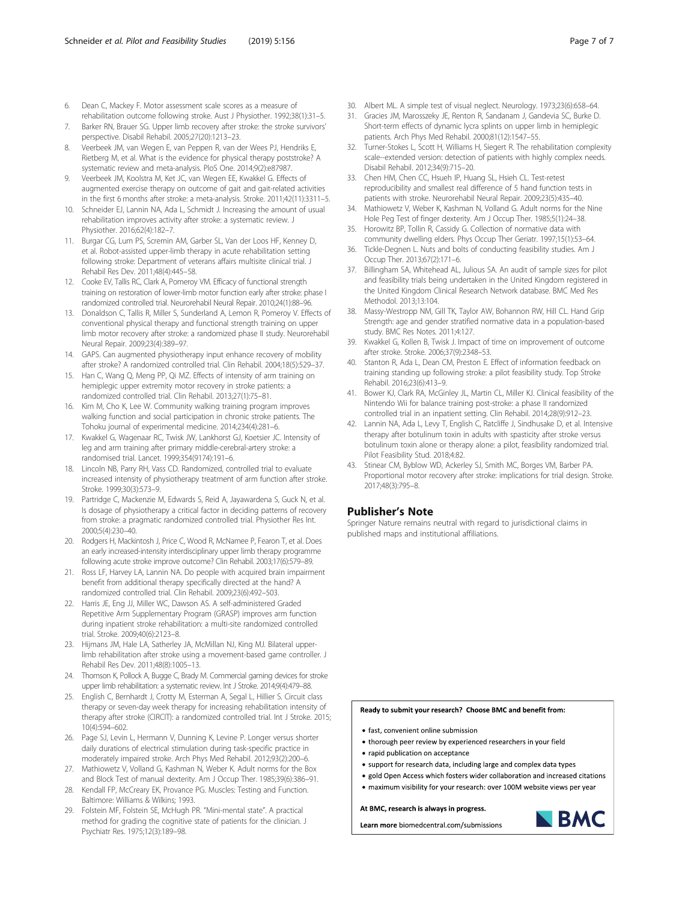6. Dean C, Mackey F. Motor assessment scale scores as a measure of rehabilitation outcome following stroke. Aust J Physiother. 1992;38(1):31–5.
7. Barker RN, Brauer SG. Upper limb recovery after stroke: the stroke survivors' perspective. Disabil Rehabil. 2005;27(20):1213–23.
8. Veerbeek JM, van Wegen E, van Peppen R, van der Wees PJ, Hendriks E, Rietberg M, et al. What is the evidence for physical therapy poststroke? A systematic review and meta-analysis. PloS One. 2014;9(2):e87987.
9. Veerbeek JM, Koolstra M, Ket JC, van Wegen EE, Kwakkel G. Effects of augmented exercise therapy on outcome of gait and gait-related activities in the first 6 months after stroke: a meta-analysis. Stroke. 2011;42(11):3311–5.
10. Schneider EJ, Lannin NA, Ada L, Schmidt J. Increasing the amount of usual rehabilitation improves activity after stroke: a systematic review. J Physiother. 2016;62(4):182–7.
11. Burgar CG, Lum PS, Scremin AM, Garber SL, Van der Loos HF, Kenney D, et al. Robot-assisted upper-limb therapy in acute rehabilitation setting following stroke: Department of veterans affairs multisite clinical trial. J Rehabil Res Dev. 2011;48(4):445–58.
12. Cooke EV, Tallis RC, Clark A, Pomeroy VM. Efficacy of functional strength training on restoration of lower-limb motor function early after stroke: phase I randomized controlled trial. Neurorehabil Neural Repair. 2010;24(1):88–96.
13. Donaldson C, Tallis R, Miller S, Sunderland A, Lemon R, Pomeroy V. Effects of conventional physical therapy and functional strength training on upper limb motor recovery after stroke: a randomized phase II study. Neurorehabil Neural Repair. 2009;23(4):389–97.
14. GAPS. Can augmented physiotherapy input enhance recovery of mobility after stroke? A randomized controlled trial. Clin Rehabil. 2004;18(5):529–37.
15. Han C, Wang Q, Meng PP, Qi MZ. Effects of intensity of arm training on hemiplegic upper extremity motor recovery in stroke patients: a randomized controlled trial. Clin Rehabil. 2013;27(1):75–81.
16. Kim M, Cho K, Lee W. Community walking training program improves walking function and social participation in chronic stroke patients. The Tohoku journal of experimental medicine. 2014;234(4):281–6.
17. Kwakkel G, Wagenaar RC, Twisk JW, Lankhorst GJ, Koetsier JC. Intensity of leg and arm training after primary middle-cerebral-artery stroke: a randomised trial. Lancet. 1999;354(9174):191–6.
18. Lincoln NB, Parry RH, Vass CD. Randomized, controlled trial to evaluate increased intensity of physiotherapy treatment of arm function after stroke. Stroke. 1999;30(3):573–9.
19. Partridge C, Mackenzie M, Edwards S, Reid A, Jayawardena S, Guck N, et al. Is dosage of physiotherapy a critical factor in deciding patterns of recovery from stroke: a pragmatic randomized controlled trial. Physiother Res Int. 2000;5(4):230–40.
20. Rodgers H, Mackintosh J, Price C, Wood R, McNamee P, Fearon T, et al. Does an early increased-intensity interdisciplinary upper limb therapy programme following acute stroke improve outcome? Clin Rehabil. 2003;17(6):579–89.
21. Ross LF, Harvey LA, Lannin NA. Do people with acquired brain impairment benefit from additional therapy specifically directed at the hand? A randomized controlled trial. Clin Rehabil. 2009;23(6):492–503.
22. Harris JE, Eng JJ, Miller WC, Dawson AS. A self-administered Graded Repetitive Arm Supplementary Program (GRASP) improves arm function during inpatient stroke rehabilitation: a multi-site randomized controlled trial. Stroke. 2009;40(6):2123–8.
23. Hijmans JM, Hale LA, Satherley JA, McMillan NJ, King MJ. Bilateral upper-limb rehabilitation after stroke using a movement-based game controller. J Rehabil Res Dev. 2011;48(8):1005–13.
24. Thomson K, Pollock A, Bugge C, Brady M. Commercial gaming devices for stroke upper limb rehabilitation: a systematic review. Int J Stroke. 2014;9(4):479–88.
25. English C, Bernhardt J, Crotty M, Esterman A, Segal L, Hillier S. Circuit class therapy or seven-day week therapy for increasing rehabilitation intensity of therapy after stroke (CIRCIT): a randomized controlled trial. Int J Stroke. 2015;10(4):594–602.
26. Page SJ, Levin L, Hermann V, Dunning K, Levine P. Longer versus shorter daily durations of electrical stimulation during task-specific practice in moderately impaired stroke. Arch Phys Med Rehabil. 2012;93(2):200–6.
27. Mathiowetz V, Volland G, Kashman N, Weber K. Adult norms for the Box and Block Test of manual dexterity. Am J Occup Ther. 1985;39(6):386–91.
28. Kendall FP, McCreary EK, Provance PG. Muscles: Testing and Function. Baltimore: Williams & Wilkins; 1993.
29. Folstein MF, Folstein SE, McHugh PR. "Mini-mental state". A practical method for grading the cognitive state of patients for the clinician. J Psychiatr Res. 1975;12(3):189–98.
30. Albert ML. A simple test of visual neglect. Neurology. 1973;23(6):658–64.
31. Gracies JM, Marosszeky JE, Renton R, Sandanam J, Gandevia SC, Burke D. Short-term effects of dynamic lycra splints on upper limb in hemiplegic patients. Arch Phys Med Rehabil. 2000;81(12):1547–55.
32. Turner-Stokes L, Scott H, Williams H, Siegert R. The rehabilitation complexity scale--extended version: detection of patients with highly complex needs. Disabil Rehabil. 2012;34(9):715–20.
33. Chen HM, Chen CC, Hsueh IP, Huang SL, Hsieh CL. Test-retest reproducibility and smallest real difference of 5 hand function tests in patients with stroke. Neurorehabil Neural Repair. 2009;23(5):435–40.
34. Mathiowetz V, Weber K, Kashman N, Volland G. Adult norms for the Nine Hole Peg Test of finger dexterity. Am J Occup Ther. 1985;5(1):24–38.
35. Horowitz BP, Tollin R, Cassidy G. Collection of normative data with community dwelling elders. Phys Occup Ther Geriatr. 1997;15(1):53–64.
36. Tickle-Degnen L. Nuts and bolts of conducting feasibility studies. Am J Occup Ther. 2013;67(2):171–6.
37. Billingham SA, Whitehead AL, Julious SA. An audit of sample sizes for pilot and feasibility trials being undertaken in the United Kingdom registered in the United Kingdom Clinical Research Network database. BMC Med Res Methodol. 2013;13:104.
38. Massy-Westropp NM, Gill TK, Taylor AW, Bohannon RW, Hill CL. Hand Grip Strength: age and gender stratified normative data in a population-based study. BMC Res Notes. 2011;4:127.
39. Kwakkel G, Kollen B, Twisk J. Impact of time on improvement of outcome after stroke. Stroke. 2006;37(9):2348–53.
40. Stanton R, Ada L, Dean CM, Preston E. Effect of information feedback on training standing up following stroke: a pilot feasibility study. Top Stroke Rehabil. 2016;23(6):413–9.
41. Bower KJ, Clark RA, McGinley JL, Martin CL, Miller KJ. Clinical feasibility of the Nintendo Wii for balance training post-stroke: a phase II randomized controlled trial in an inpatient setting. Clin Rehabil. 2014;28(9):912–23.
42. Lannin NA, Ada L, Levy T, English C, Ratcliffe J, Sindhusake D, et al. Intensive therapy after botulinum toxin in adults with spasticity after stroke versus botulinum toxin alone or therapy alone: a pilot, feasibility randomized trial. Pilot Feasibility Stud. 2018;4:82.
43. Stinear CM, Byblow WD, Ackerley SJ, Smith MC, Borges VM, Barber PA. Proportional motor recovery after stroke: implications for trial design. Stroke. 2017;48(3):795–8.

## Publisher's Note

Springer Nature remains neutral with regard to jurisdictional claims in published maps and institutional affiliations.

**Ready to submit your research? Choose BMC and benefit from:**

- fast, convenient online submission
- thorough peer review by experienced researchers in your field
- rapid publication on acceptance
- support for research data, including large and complex data types
- gold Open Access which fosters wider collaboration and increased citations
- maximum visibility for your research: over 100M website views per year

**At BMC, research is always in progress.**

**Learn more** biomedcentral.com/submissions

BMC